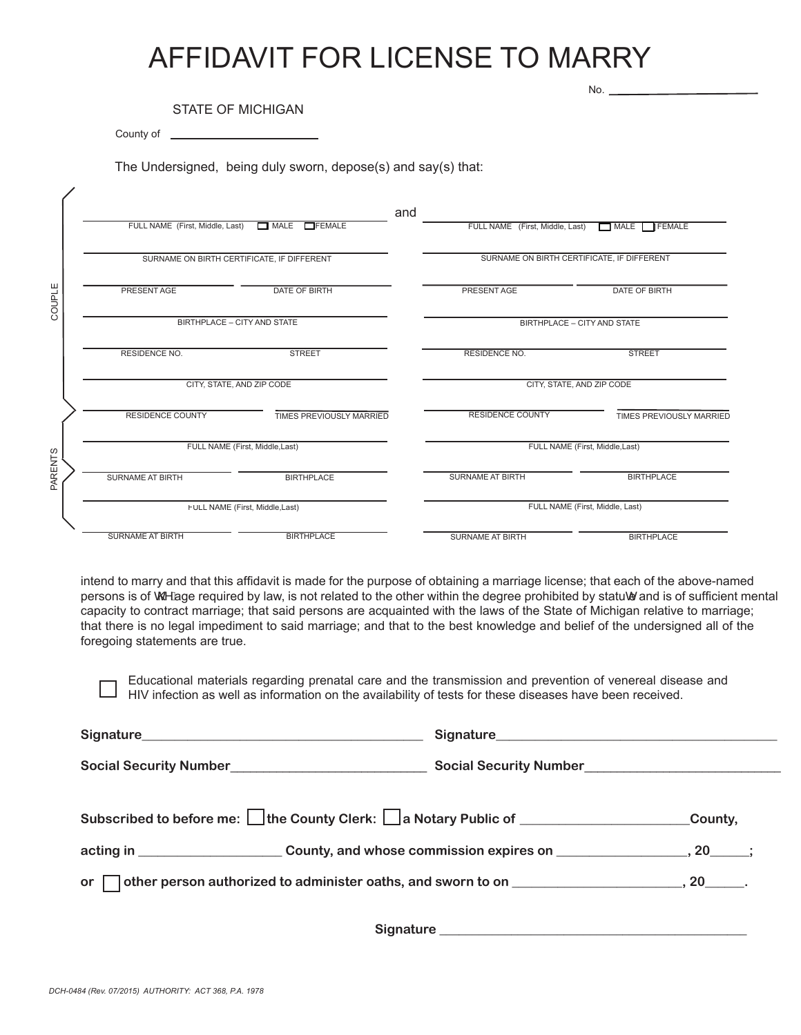# AFFIDAVIT FOR LICENSE TO MARRY

No. ____________________

STATE OF MICHIGAN

County of ____________________

The Undersigned, being duly sworn, depose(s) and say(s) that:

**COUPLE**

| | | and | | |
|---|---|---|---|---|
| FULL NAME (First, Middle, Last) ☐ MALE ☐ FEMALE | | | FULL NAME (First, Middle, Last) ☐ MALE ☐ FEMALE | |
| SURNAME ON BIRTH CERTIFICATE, IF DIFFERENT | | | SURNAME ON BIRTH CERTIFICATE, IF DIFFERENT | |
| PRESENT AGE | DATE OF BIRTH | | PRESENT AGE | DATE OF BIRTH |
| BIRTHPLACE – CITY AND STATE | | | BIRTHPLACE – CITY AND STATE | |
| RESIDENCE NO. | STREET | | RESIDENCE NO. | STREET |
| CITY, STATE, AND ZIP CODE | | | CITY, STATE, AND ZIP CODE | |
| RESIDENCE COUNTY | TIMES PREVIOUSLY MARRIED | | RESIDENCE COUNTY | TIMES PREVIOUSLY MARRIED |

**PARENTS**

| | | | | |
|---|---|---|---|---|
| FULL NAME (First, Middle,Last) | | | FULL NAME (First, Middle,Last) | |
| SURNAME AT BIRTH | BIRTHPLACE | | SURNAME AT BIRTH | BIRTHPLACE |
| FULL NAME (First, Middle,Last) | | | FULL NAME (First, Middle, Last) | |
| SURNAME AT BIRTH | BIRTHPLACE | | SURNAME AT BIRTH | BIRTHPLACE |

intend to marry and that this affidavit is made for the purpose of obtaining a marriage license; that each of the above-named persons is of the age required by law, is not related to the other within the degree prohibited by statute and is of sufficient mental capacity to contract marriage; that said persons are acquainted with the laws of the State of Michigan relative to marriage; that there is no legal impediment to said marriage; and that to the best knowledge and belief of the undersigned all of the foregoing statements are true.

☐ Educational materials regarding prenatal care and the transmission and prevention of venereal disease and HIV infection as well as information on the availability of tests for these diseases have been received.

**Signature**________________________________ **Signature**________________________________

**Social Security Number**______________________ **Social Security Number**______________________

**Subscribed to before me:** ☐ **the County Clerk:** ☐ **a Notary Public of** ____________________**County,**

**acting in** ________________ **County, and whose commission expires on** ______________, **20**_____;

**or** ☐ **other person authorized to administer oaths, and sworn to on** ____________________, **20**_____.

**Signature** ____________________________________

DCH-0484 (Rev. 07/2015) AUTHORITY: ACT 368, P.A. 1978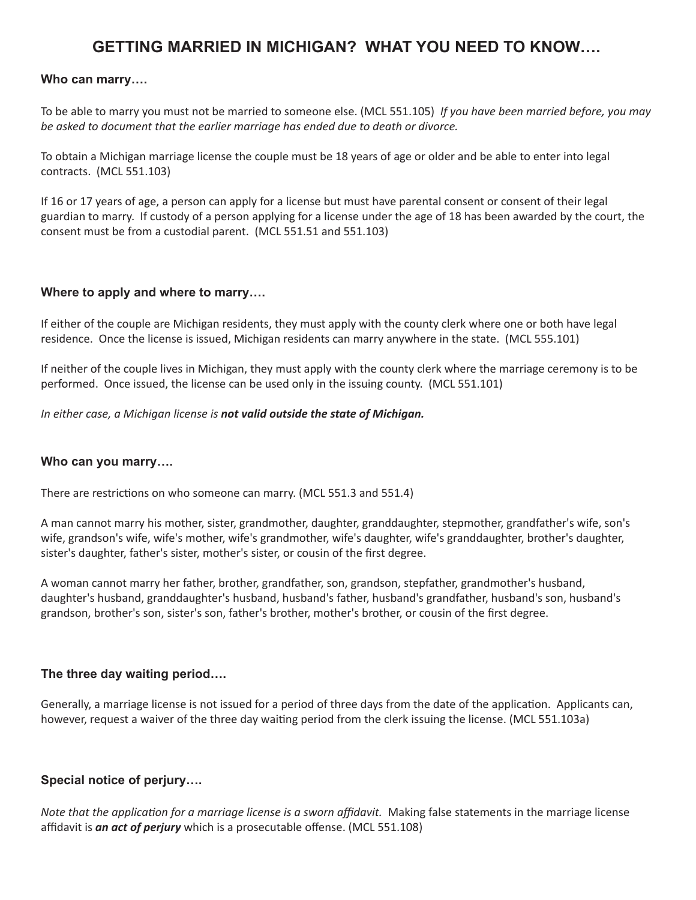# GETTING MARRIED IN MICHIGAN? WHAT YOU NEED TO KNOW….

### Who can marry….

To be able to marry you must not be married to someone else. (MCL 551.105) *If you have been married before, you may be asked to document that the earlier marriage has ended due to death or divorce.*

To obtain a Michigan marriage license the couple must be 18 years of age or older and be able to enter into legal contracts. (MCL 551.103)

If 16 or 17 years of age, a person can apply for a license but must have parental consent or consent of their legal guardian to marry. If custody of a person applying for a license under the age of 18 has been awarded by the court, the consent must be from a custodial parent. (MCL 551.51 and 551.103)

### Where to apply and where to marry….

If either of the couple are Michigan residents, they must apply with the county clerk where one or both have legal residence. Once the license is issued, Michigan residents can marry anywhere in the state. (MCL 555.101)

If neither of the couple lives in Michigan, they must apply with the county clerk where the marriage ceremony is to be performed. Once issued, the license can be used only in the issuing county. (MCL 551.101)

*In either case, a Michigan license is **not valid outside the state of Michigan.***

### Who can you marry….

There are restrictions on who someone can marry. (MCL 551.3 and 551.4)

A man cannot marry his mother, sister, grandmother, daughter, granddaughter, stepmother, grandfather's wife, son's wife, grandson's wife, wife's mother, wife's grandmother, wife's daughter, wife's granddaughter, brother's daughter, sister's daughter, father's sister, mother's sister, or cousin of the first degree.

A woman cannot marry her father, brother, grandfather, son, grandson, stepfather, grandmother's husband, daughter's husband, granddaughter's husband, husband's father, husband's grandfather, husband's son, husband's grandson, brother's son, sister's son, father's brother, mother's brother, or cousin of the first degree.

### The three day waiting period….

Generally, a marriage license is not issued for a period of three days from the date of the application. Applicants can, however, request a waiver of the three day waiting period from the clerk issuing the license. (MCL 551.103a)

### Special notice of perjury….

*Note that the application for a marriage license is a sworn affidavit.* Making false statements in the marriage license affidavit is ***an act of perjury*** which is a prosecutable offense. (MCL 551.108)